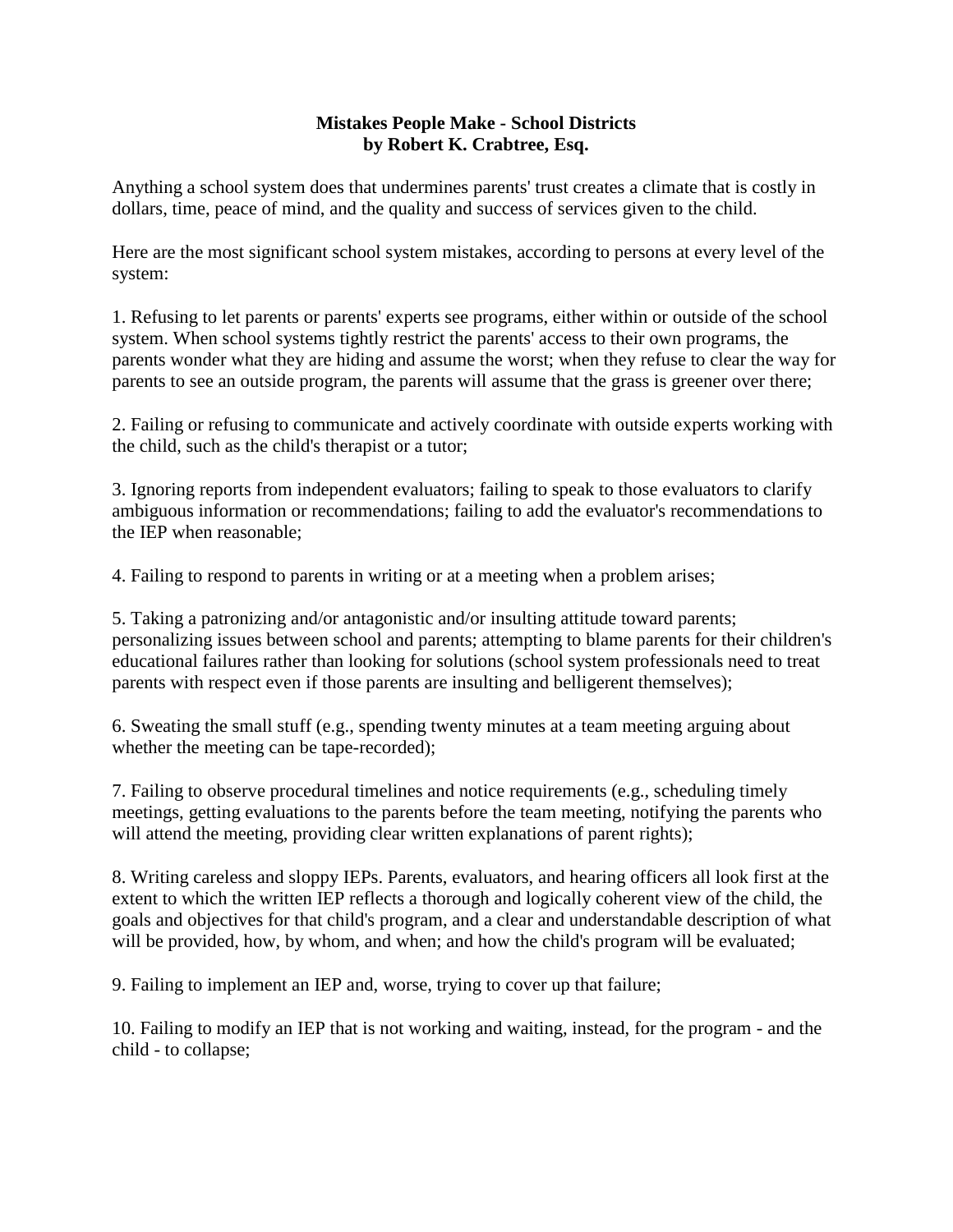# Mistakes People Make - School Districts
## by Robert K. Crabtree, Esq.

Anything a school system does that undermines parents' trust creates a climate that is costly in dollars, time, peace of mind, and the quality and success of services given to the child.

Here are the most significant school system mistakes, according to persons at every level of the system:

1. Refusing to let parents or parents' experts see programs, either within or outside of the school system. When school systems tightly restrict the parents' access to their own programs, the parents wonder what they are hiding and assume the worst; when they refuse to clear the way for parents to see an outside program, the parents will assume that the grass is greener over there;

2. Failing or refusing to communicate and actively coordinate with outside experts working with the child, such as the child's therapist or a tutor;

3. Ignoring reports from independent evaluators; failing to speak to those evaluators to clarify ambiguous information or recommendations; failing to add the evaluator's recommendations to the IEP when reasonable;

4. Failing to respond to parents in writing or at a meeting when a problem arises;

5. Taking a patronizing and/or antagonistic and/or insulting attitude toward parents; personalizing issues between school and parents; attempting to blame parents for their children's educational failures rather than looking for solutions (school system professionals need to treat parents with respect even if those parents are insulting and belligerent themselves);

6. Sweating the small stuff (e.g., spending twenty minutes at a team meeting arguing about whether the meeting can be tape-recorded);

7. Failing to observe procedural timelines and notice requirements (e.g., scheduling timely meetings, getting evaluations to the parents before the team meeting, notifying the parents who will attend the meeting, providing clear written explanations of parent rights);

8. Writing careless and sloppy IEPs. Parents, evaluators, and hearing officers all look first at the extent to which the written IEP reflects a thorough and logically coherent view of the child, the goals and objectives for that child's program, and a clear and understandable description of what will be provided, how, by whom, and when; and how the child's program will be evaluated;

9. Failing to implement an IEP and, worse, trying to cover up that failure;

10. Failing to modify an IEP that is not working and waiting, instead, for the program - and the child - to collapse;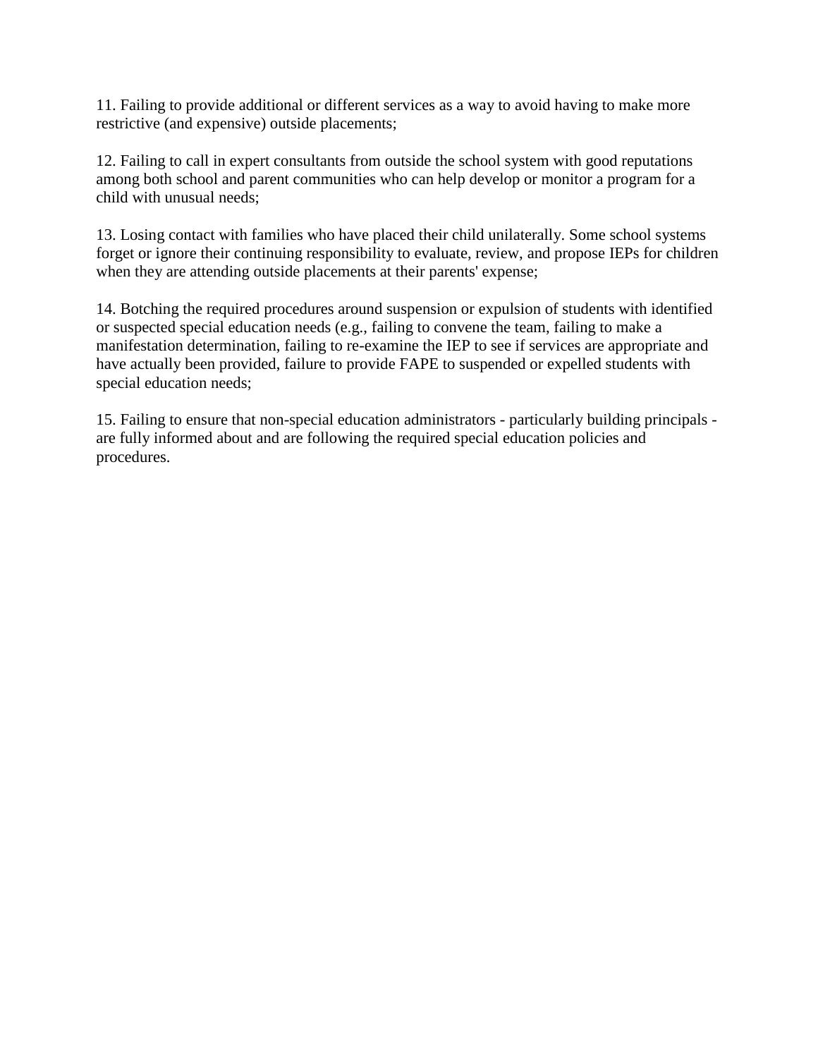11. Failing to provide additional or different services as a way to avoid having to make more restrictive (and expensive) outside placements;

12. Failing to call in expert consultants from outside the school system with good reputations among both school and parent communities who can help develop or monitor a program for a child with unusual needs;

13. Losing contact with families who have placed their child unilaterally. Some school systems forget or ignore their continuing responsibility to evaluate, review, and propose IEPs for children when they are attending outside placements at their parents' expense;

14. Botching the required procedures around suspension or expulsion of students with identified or suspected special education needs (e.g., failing to convene the team, failing to make a manifestation determination, failing to re-examine the IEP to see if services are appropriate and have actually been provided, failure to provide FAPE to suspended or expelled students with special education needs;

15. Failing to ensure that non-special education administrators - particularly building principals - are fully informed about and are following the required special education policies and procedures.